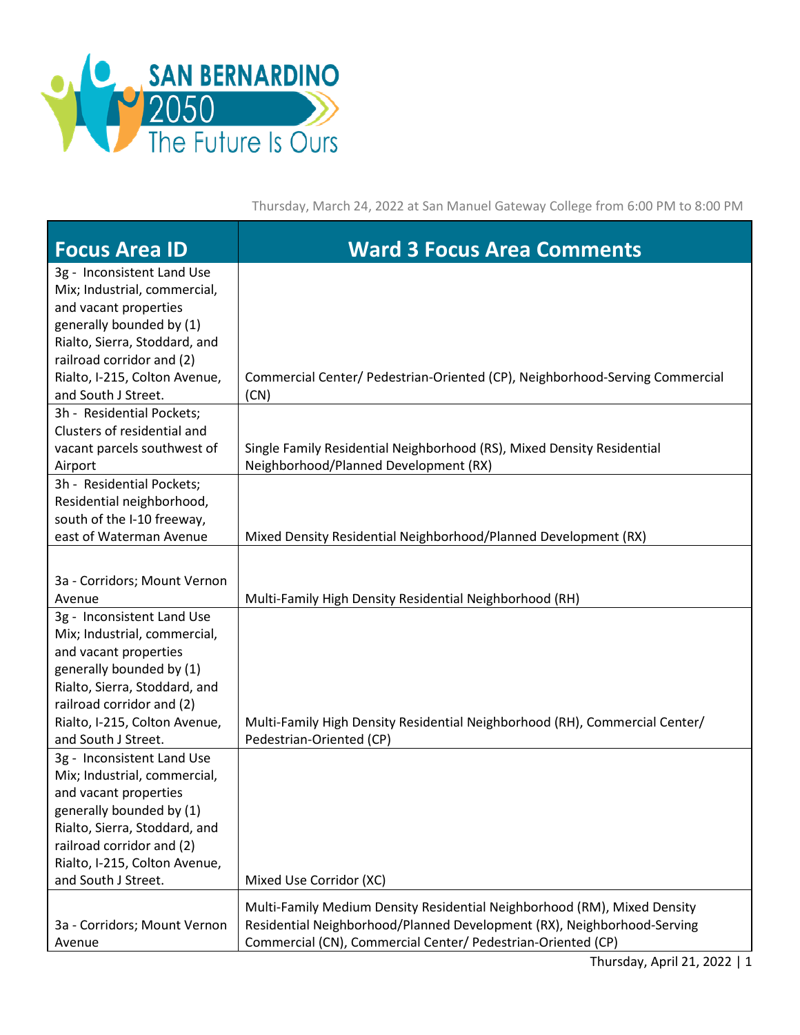SAN BERNARDINO 2050 The Future Is Ours

Thursday, March 24, 2022 at San Manuel Gateway College from 6:00 PM to 8:00 PM

| Focus Area ID | Ward 3 Focus Area Comments |
|---|---|
| 3g - Inconsistent Land Use Mix; Industrial, commercial, and vacant properties generally bounded by (1) Rialto, Sierra, Stoddard, and railroad corridor and (2) Rialto, I-215, Colton Avenue, and South J Street. | Commercial Center/ Pedestrian-Oriented (CP), Neighborhood-Serving Commercial (CN) |
| 3h - Residential Pockets; Clusters of residential and vacant parcels southwest of Airport | Single Family Residential Neighborhood (RS), Mixed Density Residential Neighborhood/Planned Development (RX) |
| 3h - Residential Pockets; Residential neighborhood, south of the I-10 freeway, east of Waterman Avenue | Mixed Density Residential Neighborhood/Planned Development (RX) |
| 3a - Corridors; Mount Vernon Avenue | Multi-Family High Density Residential Neighborhood (RH) |
| 3g - Inconsistent Land Use Mix; Industrial, commercial, and vacant properties generally bounded by (1) Rialto, Sierra, Stoddard, and railroad corridor and (2) Rialto, I-215, Colton Avenue, and South J Street. | Multi-Family High Density Residential Neighborhood (RH), Commercial Center/ Pedestrian-Oriented (CP) |
| 3g - Inconsistent Land Use Mix; Industrial, commercial, and vacant properties generally bounded by (1) Rialto, Sierra, Stoddard, and railroad corridor and (2) Rialto, I-215, Colton Avenue, and South J Street. | Mixed Use Corridor (XC) |
| 3a - Corridors; Mount Vernon Avenue | Multi-Family Medium Density Residential Neighborhood (RM), Mixed Density Residential Neighborhood/Planned Development (RX), Neighborhood-Serving Commercial (CN), Commercial Center/ Pedestrian-Oriented (CP) |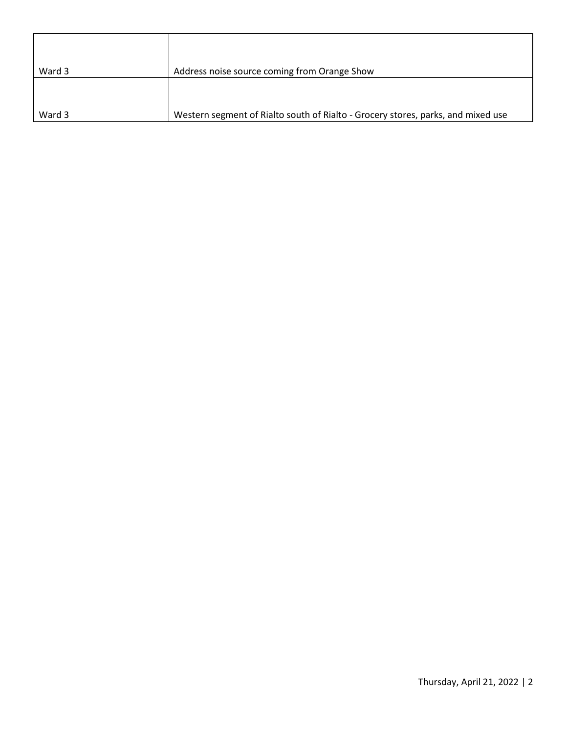| | |
|---|---|
| Ward 3 | Address noise source coming from Orange Show |
| Ward 3 | Western segment of Rialto south of Rialto - Grocery stores, parks, and mixed use |